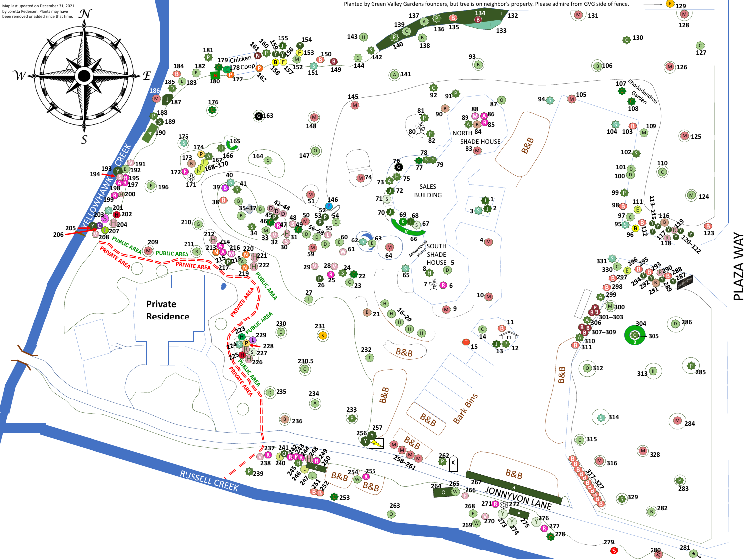Map last updated on December 31, 2021 by Loretta Pedersen. Plants may have been removed or added since that time.

Planted by Green Valley Gardens founders, but tree is on neighbor's property. Please admire from GVG side of fence.

Private Residence

PUBLIC AREA

PRIVATE AREA

YELLOWHAWK CREEK

RUSSELL CREEK

JONNYVON LANE

PLAZA WAY

Chicken Coop

NORTH SHADE HOUSE

SALES BUILDING

SOUTH SHADE HOUSE

Rhododendron Garden

Bark Bins

B&B

Metasequoia stump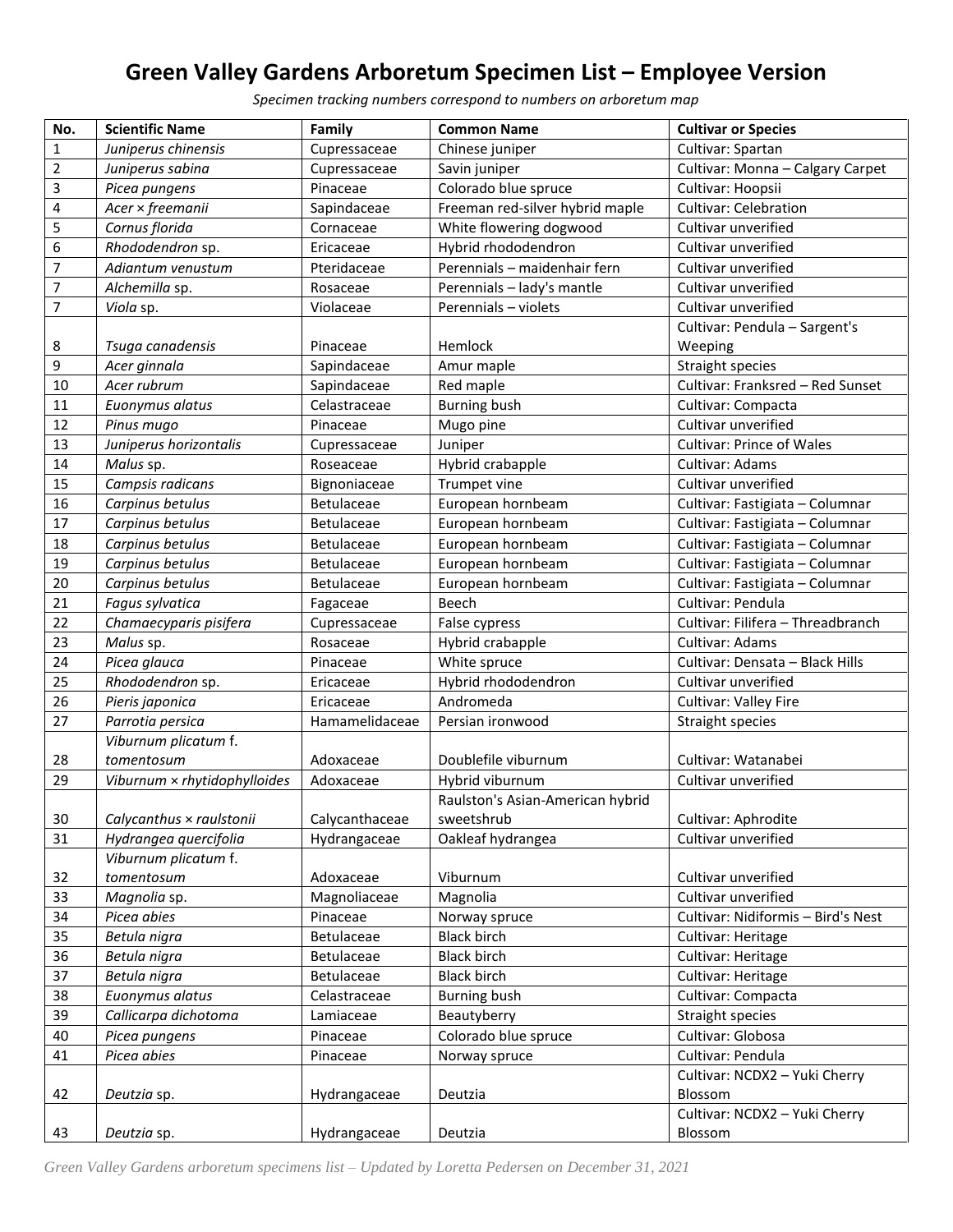# Green Valley Gardens Arboretum Specimen List – Employee Version

*Specimen tracking numbers correspond to numbers on arboretum map*

| No. | Scientific Name | Family | Common Name | Cultivar or Species |
|---|---|---|---|---|
| 1 | *Juniperus chinensis* | Cupressaceae | Chinese juniper | Cultivar: Spartan |
| 2 | *Juniperus sabina* | Cupressaceae | Savin juniper | Cultivar: Monna – Calgary Carpet |
| 3 | *Picea pungens* | Pinaceae | Colorado blue spruce | Cultivar: Hoopsii |
| 4 | *Acer × freemanii* | Sapindaceae | Freeman red-silver hybrid maple | Cultivar: Celebration |
| 5 | *Cornus florida* | Cornaceae | White flowering dogwood | Cultivar unverified |
| 6 | *Rhododendron* sp. | Ericaceae | Hybrid rhododendron | Cultivar unverified |
| 7 | *Adiantum venustum* | Pteridaceae | Perennials – maidenhair fern | Cultivar unverified |
| 7 | *Alchemilla* sp. | Rosaceae | Perennials – lady's mantle | Cultivar unverified |
| 7 | *Viola* sp. | Violaceae | Perennials – violets | Cultivar unverified |
| 8 | *Tsuga canadensis* | Pinaceae | Hemlock | Cultivar: Pendula – Sargent's Weeping |
| 9 | *Acer ginnala* | Sapindaceae | Amur maple | Straight species |
| 10 | *Acer rubrum* | Sapindaceae | Red maple | Cultivar: Franksred – Red Sunset |
| 11 | *Euonymus alatus* | Celastraceae | Burning bush | Cultivar: Compacta |
| 12 | *Pinus mugo* | Pinaceae | Mugo pine | Cultivar unverified |
| 13 | *Juniperus horizontalis* | Cupressaceae | Juniper | Cultivar: Prince of Wales |
| 14 | *Malus* sp. | Roseaceae | Hybrid crabapple | Cultivar: Adams |
| 15 | *Campsis radicans* | Bignoniaceae | Trumpet vine | Cultivar unverified |
| 16 | *Carpinus betulus* | Betulaceae | European hornbeam | Cultivar: Fastigiata – Columnar |
| 17 | *Carpinus betulus* | Betulaceae | European hornbeam | Cultivar: Fastigiata – Columnar |
| 18 | *Carpinus betulus* | Betulaceae | European hornbeam | Cultivar: Fastigiata – Columnar |
| 19 | *Carpinus betulus* | Betulaceae | European hornbeam | Cultivar: Fastigiata – Columnar |
| 20 | *Carpinus betulus* | Betulaceae | European hornbeam | Cultivar: Fastigiata – Columnar |
| 21 | *Fagus sylvatica* | Fagaceae | Beech | Cultivar: Pendula |
| 22 | *Chamaecyparis pisifera* | Cupressaceae | False cypress | Cultivar: Filifera – Threadbranch |
| 23 | *Malus* sp. | Rosaceae | Hybrid crabapple | Cultivar: Adams |
| 24 | *Picea glauca* | Pinaceae | White spruce | Cultivar: Densata – Black Hills |
| 25 | *Rhododendron* sp. | Ericaceae | Hybrid rhododendron | Cultivar unverified |
| 26 | *Pieris japonica* | Ericaceae | Andromeda | Cultivar: Valley Fire |
| 27 | *Parrotia persica* | Hamamelidaceae | Persian ironwood | Straight species |
| 28 | *Viburnum plicatum* f. *tomentosum* | Adoxaceae | Doublefile viburnum | Cultivar: Watanabei |
| 29 | *Viburnum × rhytidophylloides* | Adoxaceae | Hybrid viburnum | Cultivar unverified |
| 30 | *Calycanthus × raulstonii* | Calycanthaceae | Raulston's Asian-American hybrid sweetshrub | Cultivar: Aphrodite |
| 31 | *Hydrangea quercifolia* | Hydrangaceae | Oakleaf hydrangea | Cultivar unverified |
| 32 | *Viburnum plicatum* f. *tomentosum* | Adoxaceae | Viburnum | Cultivar unverified |
| 33 | *Magnolia* sp. | Magnoliaceae | Magnolia | Cultivar unverified |
| 34 | *Picea abies* | Pinaceae | Norway spruce | Cultivar: Nidiformis – Bird's Nest |
| 35 | *Betula nigra* | Betulaceae | Black birch | Cultivar: Heritage |
| 36 | *Betula nigra* | Betulaceae | Black birch | Cultivar: Heritage |
| 37 | *Betula nigra* | Betulaceae | Black birch | Cultivar: Heritage |
| 38 | *Euonymus alatus* | Celastraceae | Burning bush | Cultivar: Compacta |
| 39 | *Callicarpa dichotoma* | Lamiaceae | Beautyberry | Straight species |
| 40 | *Picea pungens* | Pinaceae | Colorado blue spruce | Cultivar: Globosa |
| 41 | *Picea abies* | Pinaceae | Norway spruce | Cultivar: Pendula |
| 42 | *Deutzia* sp. | Hydrangaceae | Deutzia | Cultivar: NCDX2 – Yuki Cherry Blossom |
| 43 | *Deutzia* sp. | Hydrangaceae | Deutzia | Cultivar: NCDX2 – Yuki Cherry Blossom |

*Green Valley Gardens arboretum specimens list – Updated by Loretta Pedersen on December 31, 2021*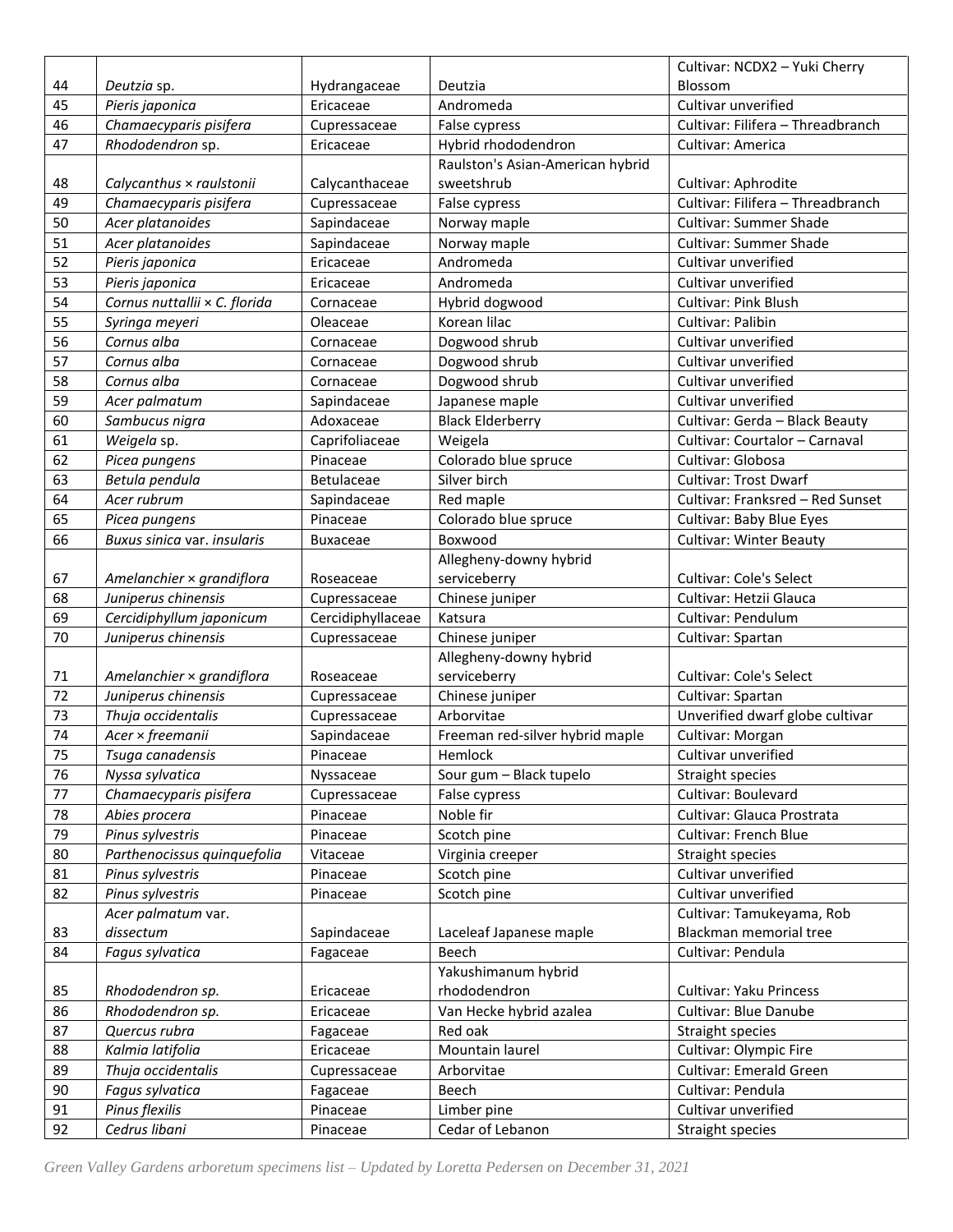| 44 | *Deutzia* sp. | Hydrangaceae | Deutzia | Cultivar: NCDX2 – Yuki Cherry Blossom |
|---|---|---|---|---|
| 45 | *Pieris japonica* | Ericaceae | Andromeda | Cultivar unverified |
| 46 | *Chamaecyparis pisifera* | Cupressaceae | False cypress | Cultivar: Filifera – Threadbranch |
| 47 | *Rhododendron* sp. | Ericaceae | Hybrid rhododendron | Cultivar: America |
| 48 | *Calycanthus × raulstonii* | Calycanthaceae | Raulston's Asian-American hybrid sweetshrub | Cultivar: Aphrodite |
| 49 | *Chamaecyparis pisifera* | Cupressaceae | False cypress | Cultivar: Filifera – Threadbranch |
| 50 | *Acer platanoides* | Sapindaceae | Norway maple | Cultivar: Summer Shade |
| 51 | *Acer platanoides* | Sapindaceae | Norway maple | Cultivar: Summer Shade |
| 52 | *Pieris japonica* | Ericaceae | Andromeda | Cultivar unverified |
| 53 | *Pieris japonica* | Ericaceae | Andromeda | Cultivar unverified |
| 54 | *Cornus nuttallii × C. florida* | Cornaceae | Hybrid dogwood | Cultivar: Pink Blush |
| 55 | *Syringa meyeri* | Oleaceae | Korean lilac | Cultivar: Palibin |
| 56 | *Cornus alba* | Cornaceae | Dogwood shrub | Cultivar unverified |
| 57 | *Cornus alba* | Cornaceae | Dogwood shrub | Cultivar unverified |
| 58 | *Cornus alba* | Cornaceae | Dogwood shrub | Cultivar unverified |
| 59 | *Acer palmatum* | Sapindaceae | Japanese maple | Cultivar unverified |
| 60 | *Sambucus nigra* | Adoxaceae | Black Elderberry | Cultivar: Gerda – Black Beauty |
| 61 | *Weigela* sp. | Caprifoliaceae | Weigela | Cultivar: Courtalor – Carnaval |
| 62 | *Picea pungens* | Pinaceae | Colorado blue spruce | Cultivar: Globosa |
| 63 | *Betula pendula* | Betulaceae | Silver birch | Cultivar: Trost Dwarf |
| 64 | *Acer rubrum* | Sapindaceae | Red maple | Cultivar: Franksred – Red Sunset |
| 65 | *Picea pungens* | Pinaceae | Colorado blue spruce | Cultivar: Baby Blue Eyes |
| 66 | *Buxus sinica* var. *insularis* | Buxaceae | Boxwood | Cultivar: Winter Beauty |
| 67 | *Amelanchier × grandiflora* | Roseaceae | Allegheny-downy hybrid serviceberry | Cultivar: Cole's Select |
| 68 | *Juniperus chinensis* | Cupressaceae | Chinese juniper | Cultivar: Hetzii Glauca |
| 69 | *Cercidiphyllum japonicum* | Cercidiphyllaceae | Katsura | Cultivar: Pendulum |
| 70 | *Juniperus chinensis* | Cupressaceae | Chinese juniper | Cultivar: Spartan |
| 71 | *Amelanchier × grandiflora* | Roseaceae | Allegheny-downy hybrid serviceberry | Cultivar: Cole's Select |
| 72 | *Juniperus chinensis* | Cupressaceae | Chinese juniper | Cultivar: Spartan |
| 73 | *Thuja occidentalis* | Cupressaceae | Arborvitae | Unverified dwarf globe cultivar |
| 74 | *Acer × freemanii* | Sapindaceae | Freeman red-silver hybrid maple | Cultivar: Morgan |
| 75 | *Tsuga canadensis* | Pinaceae | Hemlock | Cultivar unverified |
| 76 | *Nyssa sylvatica* | Nyssaceae | Sour gum – Black tupelo | Straight species |
| 77 | *Chamaecyparis pisifera* | Cupressaceae | False cypress | Cultivar: Boulevard |
| 78 | *Abies procera* | Pinaceae | Noble fir | Cultivar: Glauca Prostrata |
| 79 | *Pinus sylvestris* | Pinaceae | Scotch pine | Cultivar: French Blue |
| 80 | *Parthenocissus quinquefolia* | Vitaceae | Virginia creeper | Straight species |
| 81 | *Pinus sylvestris* | Pinaceae | Scotch pine | Cultivar unverified |
| 82 | *Pinus sylvestris* | Pinaceae | Scotch pine | Cultivar unverified |
| 83 | *Acer palmatum* var. *dissectum* | Sapindaceae | Laceleaf Japanese maple | Cultivar: Tamukeyama, Rob Blackman memorial tree |
| 84 | *Fagus sylvatica* | Fagaceae | Beech | Cultivar: Pendula |
| 85 | *Rhododendron sp.* | Ericaceae | Yakushimanum hybrid rhododendron | Cultivar: Yaku Princess |
| 86 | *Rhododendron sp.* | Ericaceae | Van Hecke hybrid azalea | Cultivar: Blue Danube |
| 87 | *Quercus rubra* | Fagaceae | Red oak | Straight species |
| 88 | *Kalmia latifolia* | Ericaceae | Mountain laurel | Cultivar: Olympic Fire |
| 89 | *Thuja occidentalis* | Cupressaceae | Arborvitae | Cultivar: Emerald Green |
| 90 | *Fagus sylvatica* | Fagaceae | Beech | Cultivar: Pendula |
| 91 | *Pinus flexilis* | Pinaceae | Limber pine | Cultivar unverified |
| 92 | *Cedrus libani* | Pinaceae | Cedar of Lebanon | Straight species |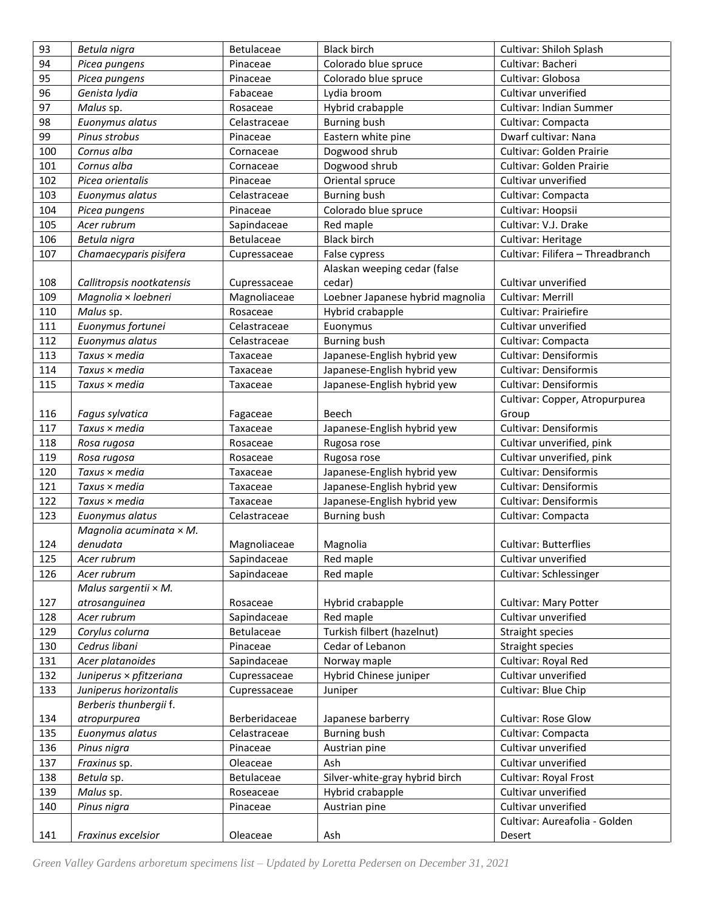| 93 | *Betula nigra* | Betulaceae | Black birch | Cultivar: Shiloh Splash |
|---|---|---|---|---|
| 94 | *Picea pungens* | Pinaceae | Colorado blue spruce | Cultivar: Bacheri |
| 95 | *Picea pungens* | Pinaceae | Colorado blue spruce | Cultivar: Globosa |
| 96 | *Genista lydia* | Fabaceae | Lydia broom | Cultivar unverified |
| 97 | *Malus* sp. | Rosaceae | Hybrid crabapple | Cultivar: Indian Summer |
| 98 | *Euonymus alatus* | Celastraceae | Burning bush | Cultivar: Compacta |
| 99 | *Pinus strobus* | Pinaceae | Eastern white pine | Dwarf cultivar: Nana |
| 100 | *Cornus alba* | Cornaceae | Dogwood shrub | Cultivar: Golden Prairie |
| 101 | *Cornus alba* | Cornaceae | Dogwood shrub | Cultivar: Golden Prairie |
| 102 | *Picea orientalis* | Pinaceae | Oriental spruce | Cultivar unverified |
| 103 | *Euonymus alatus* | Celastraceae | Burning bush | Cultivar: Compacta |
| 104 | *Picea pungens* | Pinaceae | Colorado blue spruce | Cultivar: Hoopsii |
| 105 | *Acer rubrum* | Sapindaceae | Red maple | Cultivar: V.J. Drake |
| 106 | *Betula nigra* | Betulaceae | Black birch | Cultivar: Heritage |
| 107 | *Chamaecyparis pisifera* | Cupressaceae | False cypress | Cultivar: Filifera – Threadbranch |
| 108 | *Callitropsis nootkatensis* | Cupressaceae | Alaskan weeping cedar (false cedar) | Cultivar unverified |
| 109 | *Magnolia × loebneri* | Magnoliaceae | Loebner Japanese hybrid magnolia | Cultivar: Merrill |
| 110 | *Malus* sp. | Rosaceae | Hybrid crabapple | Cultivar: Prairiefire |
| 111 | *Euonymus fortunei* | Celastraceae | Euonymus | Cultivar unverified |
| 112 | *Euonymus alatus* | Celastraceae | Burning bush | Cultivar: Compacta |
| 113 | *Taxus × media* | Taxaceae | Japanese-English hybrid yew | Cultivar: Densiformis |
| 114 | *Taxus × media* | Taxaceae | Japanese-English hybrid yew | Cultivar: Densiformis |
| 115 | *Taxus × media* | Taxaceae | Japanese-English hybrid yew | Cultivar: Densiformis |
| 116 | *Fagus sylvatica* | Fagaceae | Beech | Cultivar: Copper, Atropurpurea Group |
| 117 | *Taxus × media* | Taxaceae | Japanese-English hybrid yew | Cultivar: Densiformis |
| 118 | *Rosa rugosa* | Rosaceae | Rugosa rose | Cultivar unverified, pink |
| 119 | *Rosa rugosa* | Rosaceae | Rugosa rose | Cultivar unverified, pink |
| 120 | *Taxus × media* | Taxaceae | Japanese-English hybrid yew | Cultivar: Densiformis |
| 121 | *Taxus × media* | Taxaceae | Japanese-English hybrid yew | Cultivar: Densiformis |
| 122 | *Taxus × media* | Taxaceae | Japanese-English hybrid yew | Cultivar: Densiformis |
| 123 | *Euonymus alatus* | Celastraceae | Burning bush | Cultivar: Compacta |
| 124 | *Magnolia acuminata × M. denudata* | Magnoliaceae | Magnolia | Cultivar: Butterflies |
| 125 | *Acer rubrum* | Sapindaceae | Red maple | Cultivar unverified |
| 126 | *Acer rubrum* | Sapindaceae | Red maple | Cultivar: Schlessinger |
| 127 | *Malus sargentii × M. atrosanguinea* | Rosaceae | Hybrid crabapple | Cultivar: Mary Potter |
| 128 | *Acer rubrum* | Sapindaceae | Red maple | Cultivar unverified |
| 129 | *Corylus colurna* | Betulaceae | Turkish filbert (hazelnut) | Straight species |
| 130 | *Cedrus libani* | Pinaceae | Cedar of Lebanon | Straight species |
| 131 | *Acer platanoides* | Sapindaceae | Norway maple | Cultivar: Royal Red |
| 132 | *Juniperus × pfitzeriana* | Cupressaceae | Hybrid Chinese juniper | Cultivar unverified |
| 133 | *Juniperus horizontalis* | Cupressaceae | Juniper | Cultivar: Blue Chip |
| 134 | *Berberis thunbergii* f. *atropurpurea* | Berberidaceae | Japanese barberry | Cultivar: Rose Glow |
| 135 | *Euonymus alatus* | Celastraceae | Burning bush | Cultivar: Compacta |
| 136 | *Pinus nigra* | Pinaceae | Austrian pine | Cultivar unverified |
| 137 | *Fraxinus* sp. | Oleaceae | Ash | Cultivar unverified |
| 138 | *Betula* sp. | Betulaceae | Silver-white-gray hybrid birch | Cultivar: Royal Frost |
| 139 | *Malus* sp. | Roseaceae | Hybrid crabapple | Cultivar unverified |
| 140 | *Pinus nigra* | Pinaceae | Austrian pine | Cultivar unverified |
| 141 | *Fraxinus excelsior* | Oleaceae | Ash | Cultivar: Aureafolia - Golden Desert |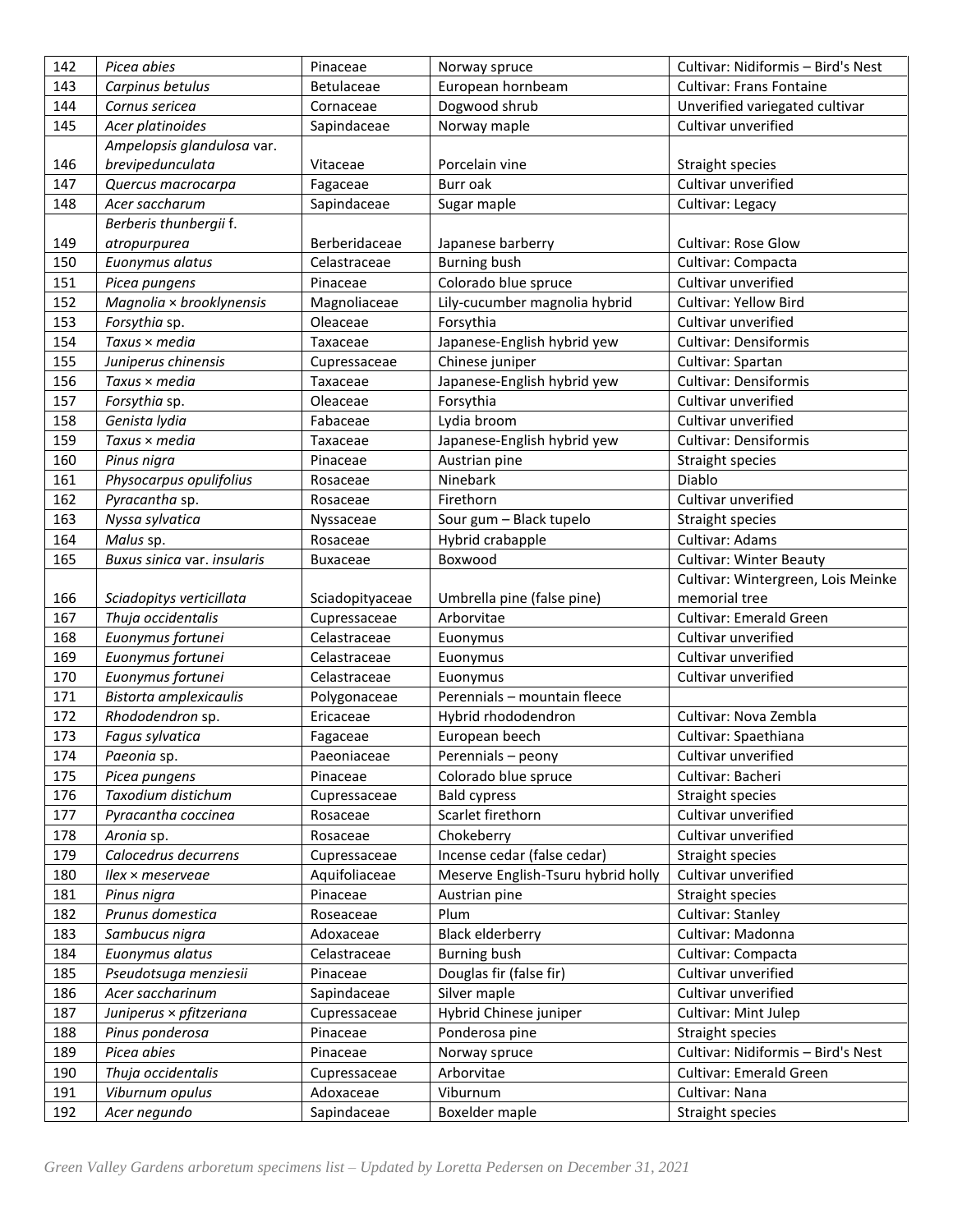| 142 | *Picea abies* | Pinaceae | Norway spruce | Cultivar: Nidiformis – Bird's Nest |
|---|---|---|---|---|
| 143 | *Carpinus betulus* | Betulaceae | European hornbeam | Cultivar: Frans Fontaine |
| 144 | *Cornus sericea* | Cornaceae | Dogwood shrub | Unverified variegated cultivar |
| 145 | *Acer platinoides* | Sapindaceae | Norway maple | Cultivar unverified |
| 146 | *Ampelopsis glandulosa* var. *brevipedunculata* | Vitaceae | Porcelain vine | Straight species |
| 147 | *Quercus macrocarpa* | Fagaceae | Burr oak | Cultivar unverified |
| 148 | *Acer saccharum* | Sapindaceae | Sugar maple | Cultivar: Legacy |
| 149 | *Berberis thunbergii* f. *atropurpurea* | Berberidaceae | Japanese barberry | Cultivar: Rose Glow |
| 150 | *Euonymus alatus* | Celastraceae | Burning bush | Cultivar: Compacta |
| 151 | *Picea pungens* | Pinaceae | Colorado blue spruce | Cultivar unverified |
| 152 | *Magnolia × brooklynensis* | Magnoliaceae | Lily-cucumber magnolia hybrid | Cultivar: Yellow Bird |
| 153 | *Forsythia* sp. | Oleaceae | Forsythia | Cultivar unverified |
| 154 | *Taxus × media* | Taxaceae | Japanese-English hybrid yew | Cultivar: Densiformis |
| 155 | *Juniperus chinensis* | Cupressaceae | Chinese juniper | Cultivar: Spartan |
| 156 | *Taxus × media* | Taxaceae | Japanese-English hybrid yew | Cultivar: Densiformis |
| 157 | *Forsythia* sp. | Oleaceae | Forsythia | Cultivar unverified |
| 158 | *Genista lydia* | Fabaceae | Lydia broom | Cultivar unverified |
| 159 | *Taxus × media* | Taxaceae | Japanese-English hybrid yew | Cultivar: Densiformis |
| 160 | *Pinus nigra* | Pinaceae | Austrian pine | Straight species |
| 161 | *Physocarpus opulifolius* | Rosaceae | Ninebark | Diablo |
| 162 | *Pyracantha* sp. | Rosaceae | Firethorn | Cultivar unverified |
| 163 | *Nyssa sylvatica* | Nyssaceae | Sour gum – Black tupelo | Straight species |
| 164 | *Malus* sp. | Rosaceae | Hybrid crabapple | Cultivar: Adams |
| 165 | *Buxus sinica* var. *insularis* | Buxaceae | Boxwood | Cultivar: Winter Beauty |
| 166 | *Sciadopitys verticillata* | Sciadopityaceae | Umbrella pine (false pine) | Cultivar: Wintergreen, Lois Meinke memorial tree |
| 167 | *Thuja occidentalis* | Cupressaceae | Arborvitae | Cultivar: Emerald Green |
| 168 | *Euonymus fortunei* | Celastraceae | Euonymus | Cultivar unverified |
| 169 | *Euonymus fortunei* | Celastraceae | Euonymus | Cultivar unverified |
| 170 | *Euonymus fortunei* | Celastraceae | Euonymus | Cultivar unverified |
| 171 | *Bistorta amplexicaulis* | Polygonaceae | Perennials – mountain fleece | |
| 172 | *Rhododendron* sp. | Ericaceae | Hybrid rhododendron | Cultivar: Nova Zembla |
| 173 | *Fagus sylvatica* | Fagaceae | European beech | Cultivar: Spaethiana |
| 174 | *Paeonia* sp. | Paeoniaceae | Perennials – peony | Cultivar unverified |
| 175 | *Picea pungens* | Pinaceae | Colorado blue spruce | Cultivar: Bacheri |
| 176 | *Taxodium distichum* | Cupressaceae | Bald cypress | Straight species |
| 177 | *Pyracantha coccinea* | Rosaceae | Scarlet firethorn | Cultivar unverified |
| 178 | *Aronia* sp. | Rosaceae | Chokeberry | Cultivar unverified |
| 179 | *Calocedrus decurrens* | Cupressaceae | Incense cedar (false cedar) | Straight species |
| 180 | *Ilex × meserveae* | Aquifoliaceae | Meserve English-Tsuru hybrid holly | Cultivar unverified |
| 181 | *Pinus nigra* | Pinaceae | Austrian pine | Straight species |
| 182 | *Prunus domestica* | Roseaceae | Plum | Cultivar: Stanley |
| 183 | *Sambucus nigra* | Adoxaceae | Black elderberry | Cultivar: Madonna |
| 184 | *Euonymus alatus* | Celastraceae | Burning bush | Cultivar: Compacta |
| 185 | *Pseudotsuga menziesii* | Pinaceae | Douglas fir (false fir) | Cultivar unverified |
| 186 | *Acer saccharinum* | Sapindaceae | Silver maple | Cultivar unverified |
| 187 | *Juniperus × pfitzeriana* | Cupressaceae | Hybrid Chinese juniper | Cultivar: Mint Julep |
| 188 | *Pinus ponderosa* | Pinaceae | Ponderosa pine | Straight species |
| 189 | *Picea abies* | Pinaceae | Norway spruce | Cultivar: Nidiformis – Bird's Nest |
| 190 | *Thuja occidentalis* | Cupressaceae | Arborvitae | Cultivar: Emerald Green |
| 191 | *Viburnum opulus* | Adoxaceae | Viburnum | Cultivar: Nana |
| 192 | *Acer negundo* | Sapindaceae | Boxelder maple | Straight species |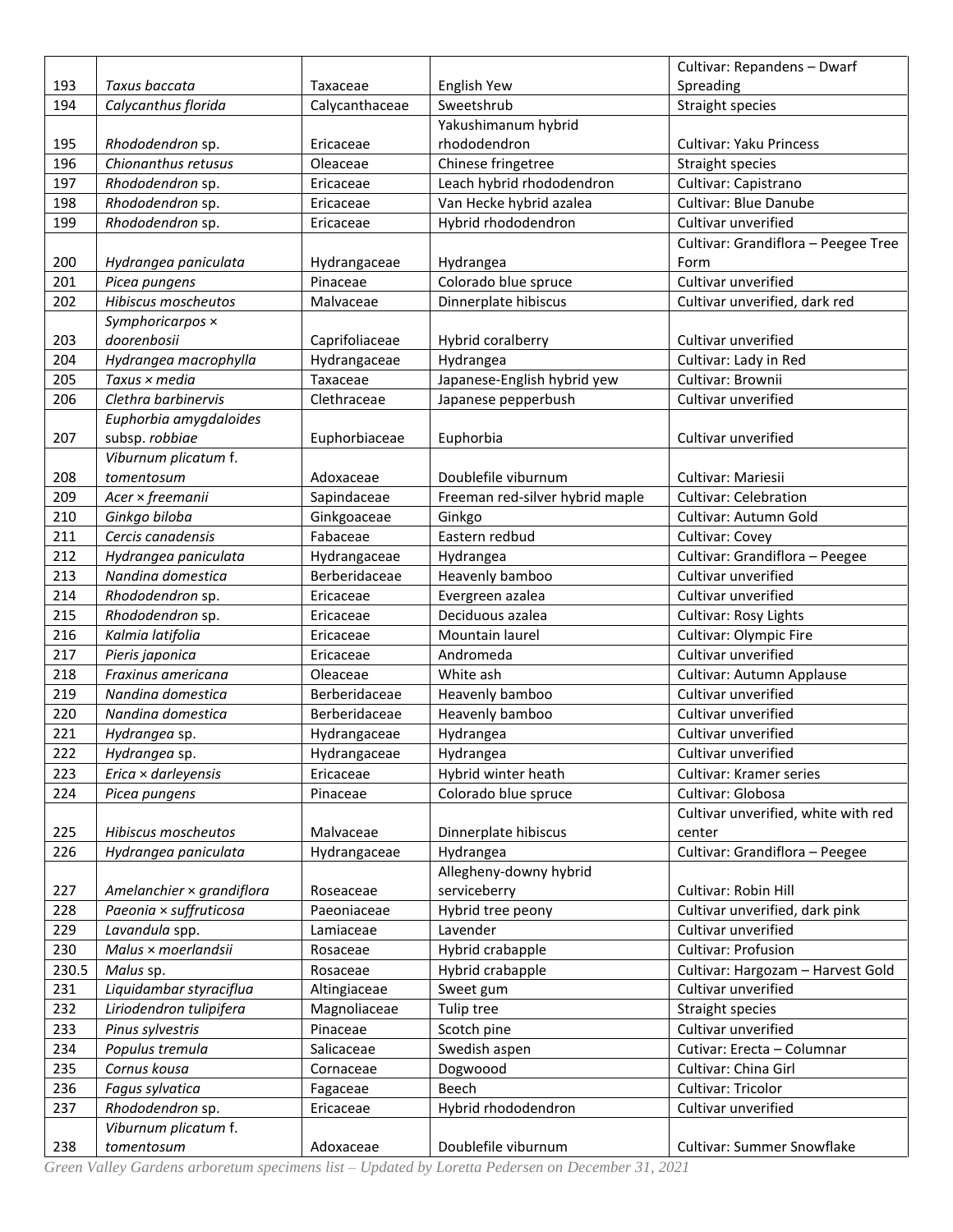| 193 | *Taxus baccata* | Taxaceae | English Yew | Cultivar: Repandens – Dwarf Spreading |
|---|---|---|---|---|
| 194 | *Calycanthus florida* | Calycanthaceae | Sweetshrub | Straight species |
| 195 | *Rhododendron* sp. | Ericaceae | Yakushimanum hybrid rhododendron | Cultivar: Yaku Princess |
| 196 | *Chionanthus retusus* | Oleaceae | Chinese fringetree | Straight species |
| 197 | *Rhododendron* sp. | Ericaceae | Leach hybrid rhododendron | Cultivar: Capistrano |
| 198 | *Rhododendron* sp. | Ericaceae | Van Hecke hybrid azalea | Cultivar: Blue Danube |
| 199 | *Rhododendron* sp. | Ericaceae | Hybrid rhododendron | Cultivar unverified |
| 200 | *Hydrangea paniculata* | Hydrangeaceae | Hydrangea | Cultivar: Grandiflora – Peegee Tree Form |
| 201 | *Picea pungens* | Pinaceae | Colorado blue spruce | Cultivar unverified |
| 202 | *Hibiscus moscheutos* | Malvaceae | Dinnerplate hibiscus | Cultivar unverified, dark red |
| 203 | *Symphoricarpos × doorenbosii* | Caprifoliaceae | Hybrid coralberry | Cultivar unverified |
| 204 | *Hydrangea macrophylla* | Hydrangeaceae | Hydrangea | Cultivar: Lady in Red |
| 205 | *Taxus × media* | Taxaceae | Japanese-English hybrid yew | Cultivar: Brownii |
| 206 | *Clethra barbinervis* | Clethraceae | Japanese pepperbush | Cultivar unverified |
| 207 | *Euphorbia amygdaloides* subsp. *robbiae* | Euphorbiaceae | Euphorbia | Cultivar unverified |
| 208 | *Viburnum plicatum* f. *tomentosum* | Adoxaceae | Doublefile viburnum | Cultivar: Mariesii |
| 209 | *Acer × freemanii* | Sapindaceae | Freeman red-silver hybrid maple | Cultivar: Celebration |
| 210 | *Ginkgo biloba* | Ginkgoaceae | Ginkgo | Cultivar: Autumn Gold |
| 211 | *Cercis canadensis* | Fabaceae | Eastern redbud | Cultivar: Covey |
| 212 | *Hydrangea paniculata* | Hydrangeaceae | Hydrangea | Cultivar: Grandiflora – Peegee |
| 213 | *Nandina domestica* | Berberidaceae | Heavenly bamboo | Cultivar unverified |
| 214 | *Rhododendron* sp. | Ericaceae | Evergreen azalea | Cultivar unverified |
| 215 | *Rhododendron* sp. | Ericaceae | Deciduous azalea | Cultivar: Rosy Lights |
| 216 | *Kalmia latifolia* | Ericaceae | Mountain laurel | Cultivar: Olympic Fire |
| 217 | *Pieris japonica* | Ericaceae | Andromeda | Cultivar unverified |
| 218 | *Fraxinus americana* | Oleaceae | White ash | Cultivar: Autumn Applause |
| 219 | *Nandina domestica* | Berberidaceae | Heavenly bamboo | Cultivar unverified |
| 220 | *Nandina domestica* | Berberidaceae | Heavenly bamboo | Cultivar unverified |
| 221 | *Hydrangea* sp. | Hydrangeaceae | Hydrangea | Cultivar unverified |
| 222 | *Hydrangea* sp. | Hydrangeaceae | Hydrangea | Cultivar unverified |
| 223 | *Erica × darleyensis* | Ericaceae | Hybrid winter heath | Cultivar: Kramer series |
| 224 | *Picea pungens* | Pinaceae | Colorado blue spruce | Cultivar: Globosa |
| 225 | *Hibiscus moscheutos* | Malvaceae | Dinnerplate hibiscus | Cultivar unverified, white with red center |
| 226 | *Hydrangea paniculata* | Hydrangeaceae | Hydrangea | Cultivar: Grandiflora – Peegee |
| 227 | *Amelanchier × grandiflora* | Roseaceae | Allegheny-downy hybrid serviceberry | Cultivar: Robin Hill |
| 228 | *Paeonia × suffruticosa* | Paeoniaceae | Hybrid tree peony | Cultivar unverified, dark pink |
| 229 | *Lavandula* spp. | Lamiaceae | Lavender | Cultivar unverified |
| 230 | *Malus × moerlandsii* | Rosaceae | Hybrid crabapple | Cultivar: Profusion |
| 230.5 | *Malus* sp. | Rosaceae | Hybrid crabapple | Cultivar: Hargozam – Harvest Gold |
| 231 | *Liquidambar styraciflua* | Altingiaceae | Sweet gum | Cultivar unverified |
| 232 | *Liriodendron tulipifera* | Magnoliaceae | Tulip tree | Straight species |
| 233 | *Pinus sylvestris* | Pinaceae | Scotch pine | Cultivar unverified |
| 234 | *Populus tremula* | Salicaceae | Swedish aspen | Cutivar: Erecta – Columnar |
| 235 | *Cornus kousa* | Cornaceae | Dogwoood | Cultivar: China Girl |
| 236 | *Fagus sylvatica* | Fagaceae | Beech | Cultivar: Tricolor |
| 237 | *Rhododendron* sp. | Ericaceae | Hybrid rhododendron | Cultivar unverified |
| 238 | *Viburnum plicatum* f. *tomentosum* | Adoxaceae | Doublefile viburnum | Cultivar: Summer Snowflake |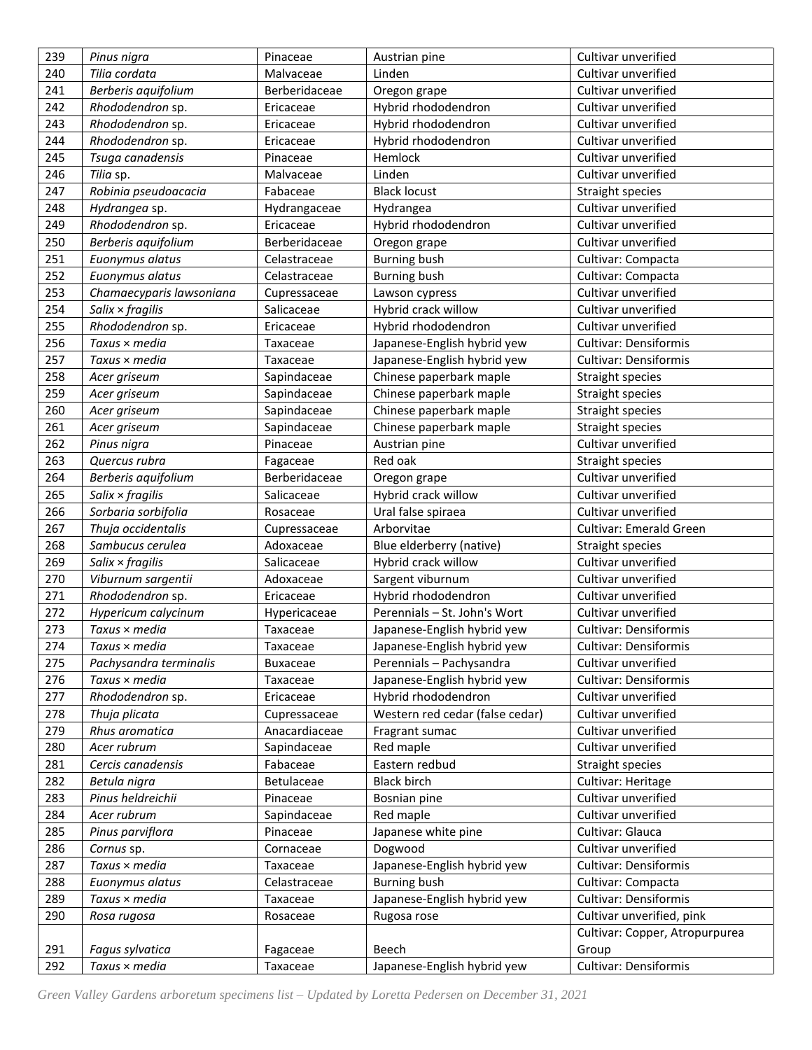| 239 | *Pinus nigra* | Pinaceae | Austrian pine | Cultivar unverified |
|---|---|---|---|---|
| 240 | *Tilia cordata* | Malvaceae | Linden | Cultivar unverified |
| 241 | *Berberis aquifolium* | Berberidaceae | Oregon grape | Cultivar unverified |
| 242 | *Rhododendron* sp. | Ericaceae | Hybrid rhododendron | Cultivar unverified |
| 243 | *Rhododendron* sp. | Ericaceae | Hybrid rhododendron | Cultivar unverified |
| 244 | *Rhododendron* sp. | Ericaceae | Hybrid rhododendron | Cultivar unverified |
| 245 | *Tsuga canadensis* | Pinaceae | Hemlock | Cultivar unverified |
| 246 | *Tilia* sp. | Malvaceae | Linden | Cultivar unverified |
| 247 | *Robinia pseudoacacia* | Fabaceae | Black locust | Straight species |
| 248 | *Hydrangea* sp. | Hydrangaceae | Hydrangea | Cultivar unverified |
| 249 | *Rhododendron* sp. | Ericaceae | Hybrid rhododendron | Cultivar unverified |
| 250 | *Berberis aquifolium* | Berberidaceae | Oregon grape | Cultivar unverified |
| 251 | *Euonymus alatus* | Celastraceae | Burning bush | Cultivar: Compacta |
| 252 | *Euonymus alatus* | Celastraceae | Burning bush | Cultivar: Compacta |
| 253 | *Chamaecyparis lawsoniana* | Cupressaceae | Lawson cypress | Cultivar unverified |
| 254 | *Salix × fragilis* | Salicaceae | Hybrid crack willow | Cultivar unverified |
| 255 | *Rhododendron* sp. | Ericaceae | Hybrid rhododendron | Cultivar unverified |
| 256 | *Taxus × media* | Taxaceae | Japanese-English hybrid yew | Cultivar: Densiformis |
| 257 | *Taxus × media* | Taxaceae | Japanese-English hybrid yew | Cultivar: Densiformis |
| 258 | *Acer griseum* | Sapindaceae | Chinese paperbark maple | Straight species |
| 259 | *Acer griseum* | Sapindaceae | Chinese paperbark maple | Straight species |
| 260 | *Acer griseum* | Sapindaceae | Chinese paperbark maple | Straight species |
| 261 | *Acer griseum* | Sapindaceae | Chinese paperbark maple | Straight species |
| 262 | *Pinus nigra* | Pinaceae | Austrian pine | Cultivar unverified |
| 263 | *Quercus rubra* | Fagaceae | Red oak | Straight species |
| 264 | *Berberis aquifolium* | Berberidaceae | Oregon grape | Cultivar unverified |
| 265 | *Salix × fragilis* | Salicaceae | Hybrid crack willow | Cultivar unverified |
| 266 | *Sorbaria sorbifolia* | Rosaceae | Ural false spiraea | Cultivar unverified |
| 267 | *Thuja occidentalis* | Cupressaceae | Arborvitae | Cultivar: Emerald Green |
| 268 | *Sambucus cerulea* | Adoxaceae | Blue elderberry (native) | Straight species |
| 269 | *Salix × fragilis* | Salicaceae | Hybrid crack willow | Cultivar unverified |
| 270 | *Viburnum sargentii* | Adoxaceae | Sargent viburnum | Cultivar unverified |
| 271 | *Rhododendron* sp. | Ericaceae | Hybrid rhododendron | Cultivar unverified |
| 272 | *Hypericum calycinum* | Hypericaceae | Perennials – St. John's Wort | Cultivar unverified |
| 273 | *Taxus × media* | Taxaceae | Japanese-English hybrid yew | Cultivar: Densiformis |
| 274 | *Taxus × media* | Taxaceae | Japanese-English hybrid yew | Cultivar: Densiformis |
| 275 | *Pachysandra terminalis* | Buxaceae | Perennials – Pachysandra | Cultivar unverified |
| 276 | *Taxus × media* | Taxaceae | Japanese-English hybrid yew | Cultivar: Densiformis |
| 277 | *Rhododendron* sp. | Ericaceae | Hybrid rhododendron | Cultivar unverified |
| 278 | *Thuja plicata* | Cupressaceae | Western red cedar (false cedar) | Cultivar unverified |
| 279 | *Rhus aromatica* | Anacardiaceae | Fragrant sumac | Cultivar unverified |
| 280 | *Acer rubrum* | Sapindaceae | Red maple | Cultivar unverified |
| 281 | *Cercis canadensis* | Fabaceae | Eastern redbud | Straight species |
| 282 | *Betula nigra* | Betulaceae | Black birch | Cultivar: Heritage |
| 283 | *Pinus heldreichii* | Pinaceae | Bosnian pine | Cultivar unverified |
| 284 | *Acer rubrum* | Sapindaceae | Red maple | Cultivar unverified |
| 285 | *Pinus parviflora* | Pinaceae | Japanese white pine | Cultivar: Glauca |
| 286 | *Cornus* sp. | Cornaceae | Dogwood | Cultivar unverified |
| 287 | *Taxus × media* | Taxaceae | Japanese-English hybrid yew | Cultivar: Densiformis |
| 288 | *Euonymus alatus* | Celastraceae | Burning bush | Cultivar: Compacta |
| 289 | *Taxus × media* | Taxaceae | Japanese-English hybrid yew | Cultivar: Densiformis |
| 290 | *Rosa rugosa* | Rosaceae | Rugosa rose | Cultivar unverified, pink |
| 291 | *Fagus sylvatica* | Fagaceae | Beech | Cultivar: Copper, Atropurpurea Group |
| 292 | *Taxus × media* | Taxaceae | Japanese-English hybrid yew | Cultivar: Densiformis |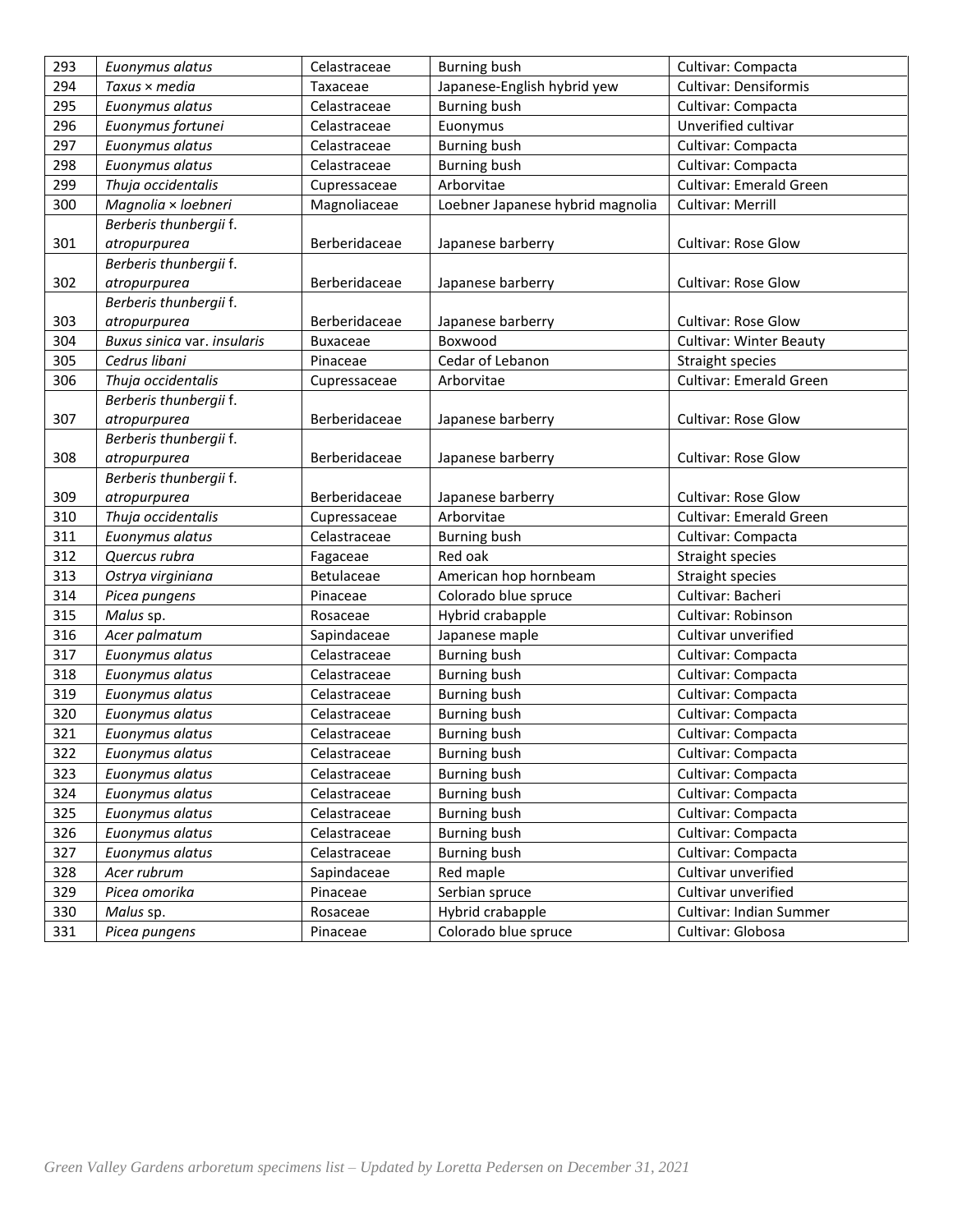| | | | | |
|---|---|---|---|---|
| 293 | *Euonymus alatus* | Celastraceae | Burning bush | Cultivar: Compacta |
| 294 | *Taxus × media* | Taxaceae | Japanese-English hybrid yew | Cultivar: Densiformis |
| 295 | *Euonymus alatus* | Celastraceae | Burning bush | Cultivar: Compacta |
| 296 | *Euonymus fortunei* | Celastraceae | Euonymus | Unverified cultivar |
| 297 | *Euonymus alatus* | Celastraceae | Burning bush | Cultivar: Compacta |
| 298 | *Euonymus alatus* | Celastraceae | Burning bush | Cultivar: Compacta |
| 299 | *Thuja occidentalis* | Cupressaceae | Arborvitae | Cultivar: Emerald Green |
| 300 | *Magnolia × loebneri* | Magnoliaceae | Loebner Japanese hybrid magnolia | Cultivar: Merrill |
| 301 | *Berberis thunbergii* f. *atropurpurea* | Berberidaceae | Japanese barberry | Cultivar: Rose Glow |
| 302 | *Berberis thunbergii* f. *atropurpurea* | Berberidaceae | Japanese barberry | Cultivar: Rose Glow |
| 303 | *Berberis thunbergii* f. *atropurpurea* | Berberidaceae | Japanese barberry | Cultivar: Rose Glow |
| 304 | *Buxus sinica* var. *insularis* | Buxaceae | Boxwood | Cultivar: Winter Beauty |
| 305 | *Cedrus libani* | Pinaceae | Cedar of Lebanon | Straight species |
| 306 | *Thuja occidentalis* | Cupressaceae | Arborvitae | Cultivar: Emerald Green |
| 307 | *Berberis thunbergii* f. *atropurpurea* | Berberidaceae | Japanese barberry | Cultivar: Rose Glow |
| 308 | *Berberis thunbergii* f. *atropurpurea* | Berberidaceae | Japanese barberry | Cultivar: Rose Glow |
| 309 | *Berberis thunbergii* f. *atropurpurea* | Berberidaceae | Japanese barberry | Cultivar: Rose Glow |
| 310 | *Thuja occidentalis* | Cupressaceae | Arborvitae | Cultivar: Emerald Green |
| 311 | *Euonymus alatus* | Celastraceae | Burning bush | Cultivar: Compacta |
| 312 | *Quercus rubra* | Fagaceae | Red oak | Straight species |
| 313 | *Ostrya virginiana* | Betulaceae | American hop hornbeam | Straight species |
| 314 | *Picea pungens* | Pinaceae | Colorado blue spruce | Cultivar: Bacheri |
| 315 | *Malus* sp. | Rosaceae | Hybrid crabapple | Cultivar: Robinson |
| 316 | *Acer palmatum* | Sapindaceae | Japanese maple | Cultivar unverified |
| 317 | *Euonymus alatus* | Celastraceae | Burning bush | Cultivar: Compacta |
| 318 | *Euonymus alatus* | Celastraceae | Burning bush | Cultivar: Compacta |
| 319 | *Euonymus alatus* | Celastraceae | Burning bush | Cultivar: Compacta |
| 320 | *Euonymus alatus* | Celastraceae | Burning bush | Cultivar: Compacta |
| 321 | *Euonymus alatus* | Celastraceae | Burning bush | Cultivar: Compacta |
| 322 | *Euonymus alatus* | Celastraceae | Burning bush | Cultivar: Compacta |
| 323 | *Euonymus alatus* | Celastraceae | Burning bush | Cultivar: Compacta |
| 324 | *Euonymus alatus* | Celastraceae | Burning bush | Cultivar: Compacta |
| 325 | *Euonymus alatus* | Celastraceae | Burning bush | Cultivar: Compacta |
| 326 | *Euonymus alatus* | Celastraceae | Burning bush | Cultivar: Compacta |
| 327 | *Euonymus alatus* | Celastraceae | Burning bush | Cultivar: Compacta |
| 328 | *Acer rubrum* | Sapindaceae | Red maple | Cultivar unverified |
| 329 | *Picea omorika* | Pinaceae | Serbian spruce | Cultivar unverified |
| 330 | *Malus* sp. | Rosaceae | Hybrid crabapple | Cultivar: Indian Summer |
| 331 | *Picea pungens* | Pinaceae | Colorado blue spruce | Cultivar: Globosa |